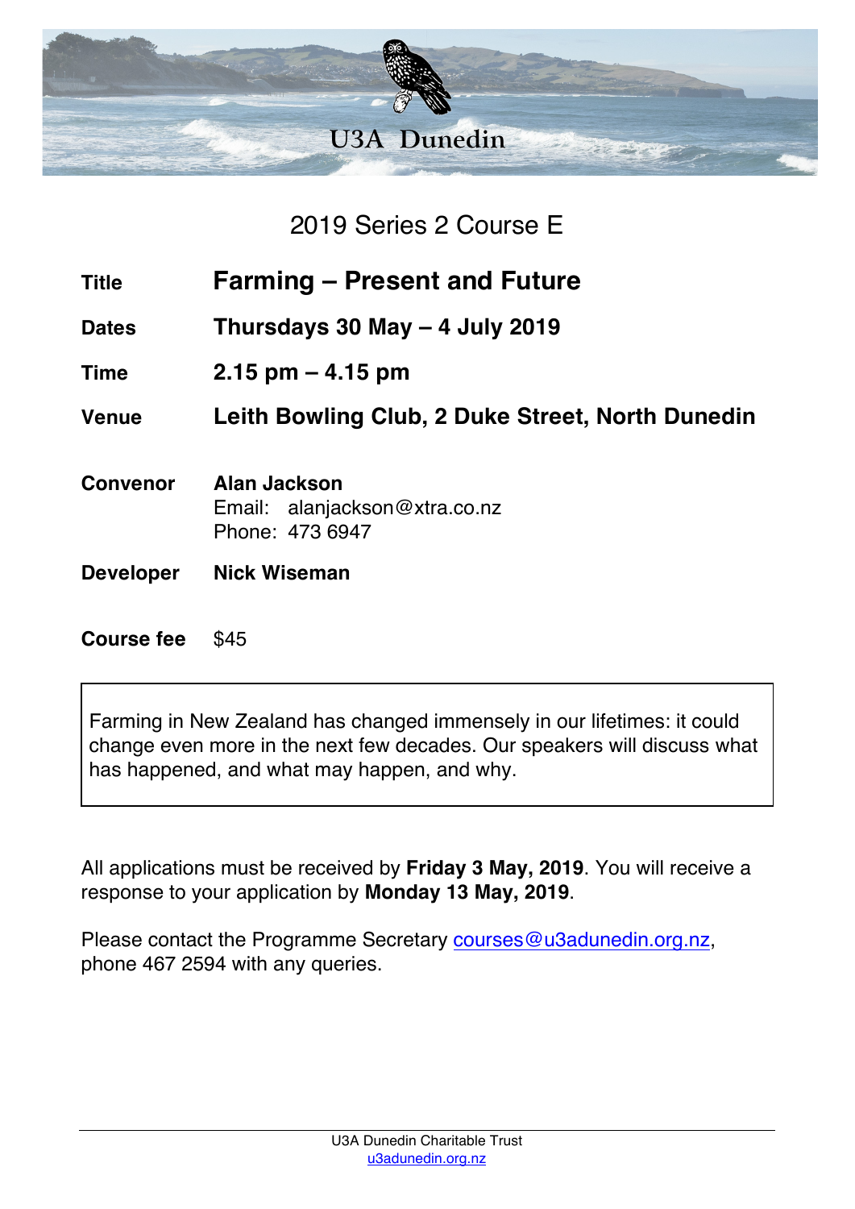U3A Dunedin

## 2019 Series 2 Course E

| | |
|---|---|
| **Title** | **Farming – Present and Future** |
| **Dates** | **Thursdays 30 May – 4 July 2019** |
| **Time** | **2.15 pm – 4.15 pm** |
| **Venue** | **Leith Bowling Club, 2 Duke Street, North Dunedin** |
| **Convenor** | **Alan Jackson**<br>Email: alanjackson@xtra.co.nz<br>Phone: 473 6947 |
| **Developer** | **Nick Wiseman** |
| **Course fee** | $45 |

Farming in New Zealand has changed immensely in our lifetimes: it could change even more in the next few decades. Our speakers will discuss what has happened, and what may happen, and why.

All applications must be received by **Friday 3 May, 2019**. You will receive a response to your application by **Monday 13 May, 2019**.

Please contact the Programme Secretary courses@u3adunedin.org.nz, phone 467 2594 with any queries.

U3A Dunedin Charitable Trust
u3adunedin.org.nz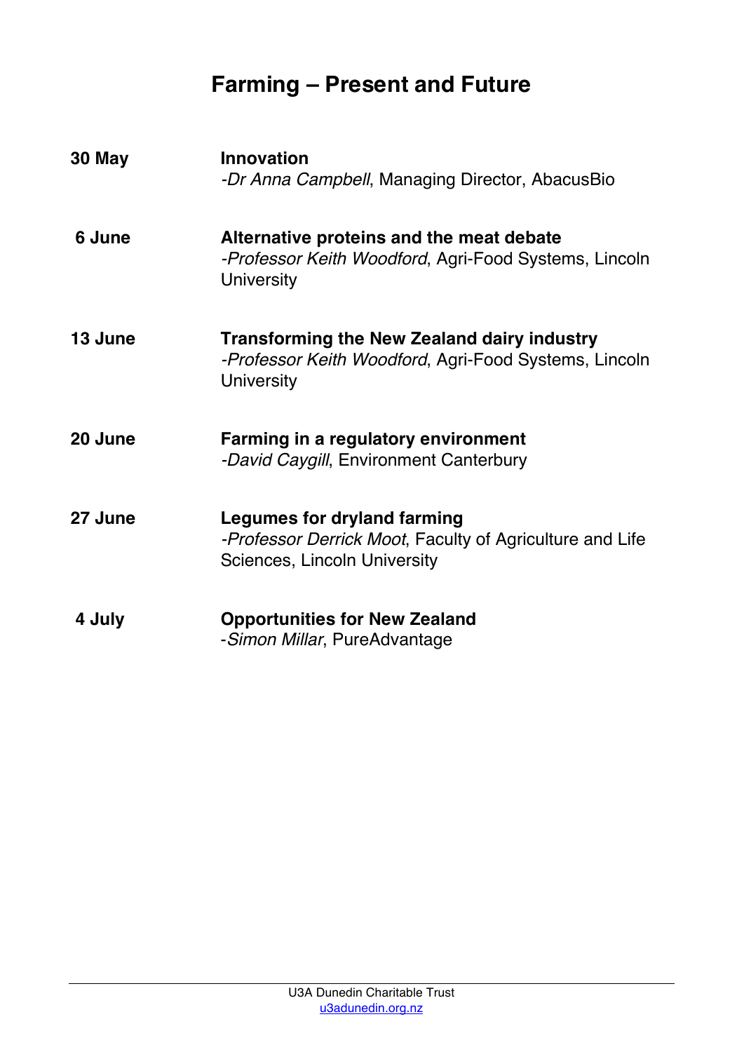# Farming – Present and Future

| | |
|---|---|
| **30 May** | **Innovation**<br>-*Dr Anna Campbell*, Managing Director, AbacusBio |
| **6 June** | **Alternative proteins and the meat debate**<br>-*Professor Keith Woodford*, Agri-Food Systems, Lincoln University |
| **13 June** | **Transforming the New Zealand dairy industry**<br>-*Professor Keith Woodford*, Agri-Food Systems, Lincoln University |
| **20 June** | **Farming in a regulatory environment**<br>-*David Caygill*, Environment Canterbury |
| **27 June** | **Legumes for dryland farming**<br>-*Professor Derrick Moot*, Faculty of Agriculture and Life Sciences, Lincoln University |
| **4 July** | **Opportunities for New Zealand**<br>-*Simon Millar*, PureAdvantage |

U3A Dunedin Charitable Trust
u3adunedin.org.nz